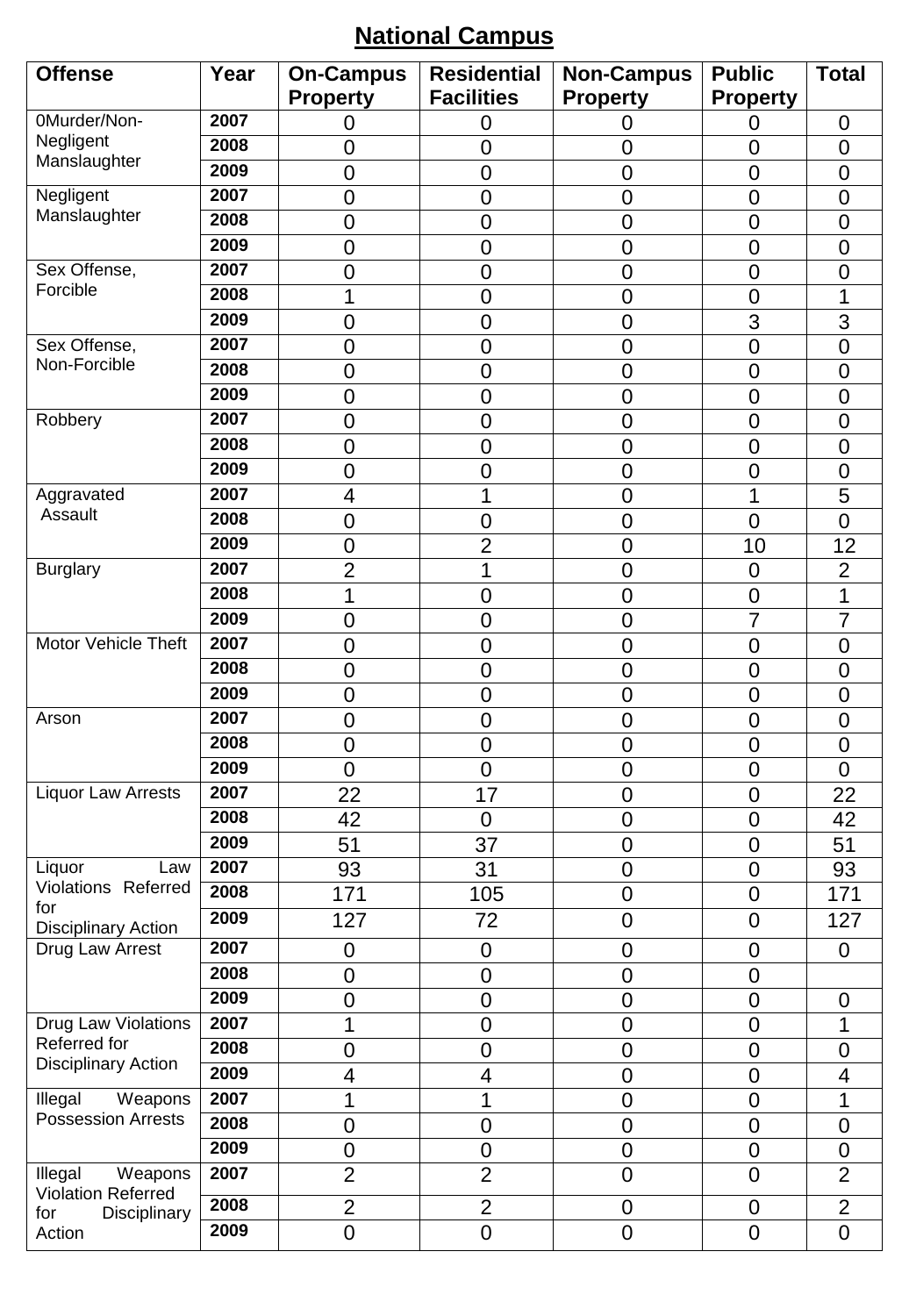# National Campus

| Offense | Year | On-Campus Property | Residential Facilities | Non-Campus Property | Public Property | Total |
|---|---|---|---|---|---|---|
| 0Murder/Non-Negligent Manslaughter | 2007 | 0 | 0 | 0 | 0 | 0 |
| | 2008 | 0 | 0 | 0 | 0 | 0 |
| | 2009 | 0 | 0 | 0 | 0 | 0 |
| Negligent Manslaughter | 2007 | 0 | 0 | 0 | 0 | 0 |
| | 2008 | 0 | 0 | 0 | 0 | 0 |
| | 2009 | 0 | 0 | 0 | 0 | 0 |
| Sex Offense, Forcible | 2007 | 0 | 0 | 0 | 0 | 0 |
| | 2008 | 1 | 0 | 0 | 0 | 1 |
| | 2009 | 0 | 0 | 0 | 3 | 3 |
| Sex Offense, Non-Forcible | 2007 | 0 | 0 | 0 | 0 | 0 |
| | 2008 | 0 | 0 | 0 | 0 | 0 |
| | 2009 | 0 | 0 | 0 | 0 | 0 |
| Robbery | 2007 | 0 | 0 | 0 | 0 | 0 |
| | 2008 | 0 | 0 | 0 | 0 | 0 |
| | 2009 | 0 | 0 | 0 | 0 | 0 |
| Aggravated Assault | 2007 | 4 | 1 | 0 | 1 | 5 |
| | 2008 | 0 | 0 | 0 | 0 | 0 |
| | 2009 | 0 | 2 | 0 | 10 | 12 |
| Burglary | 2007 | 2 | 1 | 0 | 0 | 2 |
| | 2008 | 1 | 0 | 0 | 0 | 1 |
| | 2009 | 0 | 0 | 0 | 7 | 7 |
| Motor Vehicle Theft | 2007 | 0 | 0 | 0 | 0 | 0 |
| | 2008 | 0 | 0 | 0 | 0 | 0 |
| | 2009 | 0 | 0 | 0 | 0 | 0 |
| Arson | 2007 | 0 | 0 | 0 | 0 | 0 |
| | 2008 | 0 | 0 | 0 | 0 | 0 |
| | 2009 | 0 | 0 | 0 | 0 | 0 |
| Liquor Law Arrests | 2007 | 22 | 17 | 0 | 0 | 22 |
| | 2008 | 42 | 0 | 0 | 0 | 42 |
| | 2009 | 51 | 37 | 0 | 0 | 51 |
| Liquor Law Violations Referred for Disciplinary Action | 2007 | 93 | 31 | 0 | 0 | 93 |
| | 2008 | 171 | 105 | 0 | 0 | 171 |
| | 2009 | 127 | 72 | 0 | 0 | 127 |
| Drug Law Arrest | 2007 | 0 | 0 | 0 | 0 | 0 |
| | 2008 | 0 | 0 | 0 | 0 | |
| | 2009 | 0 | 0 | 0 | 0 | 0 |
| Drug Law Violations Referred for Disciplinary Action | 2007 | 1 | 0 | 0 | 0 | 1 |
| | 2008 | 0 | 0 | 0 | 0 | 0 |
| | 2009 | 4 | 4 | 0 | 0 | 4 |
| Illegal Weapons Possession Arrests | 2007 | 1 | 1 | 0 | 0 | 1 |
| | 2008 | 0 | 0 | 0 | 0 | 0 |
| | 2009 | 0 | 0 | 0 | 0 | 0 |
| Illegal Weapons Violation Referred for Disciplinary Action | 2007 | 2 | 2 | 0 | 0 | 2 |
| | 2008 | 2 | 2 | 0 | 0 | 2 |
| | 2009 | 0 | 0 | 0 | 0 | 0 |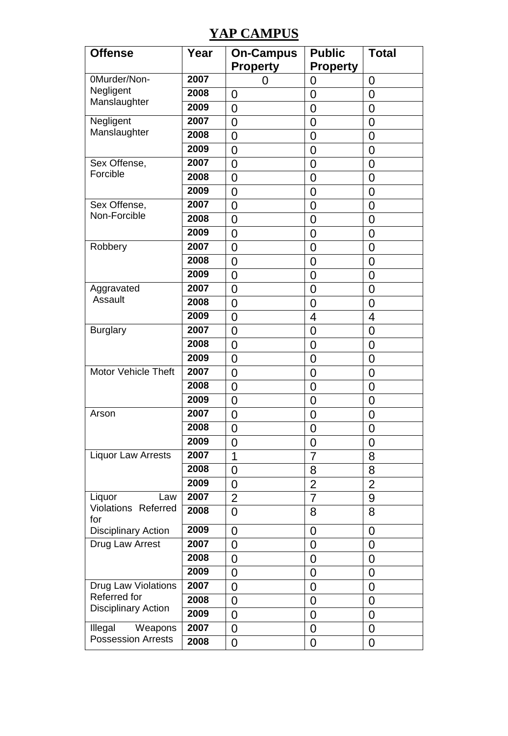# YAP CAMPUS

| Offense | Year | On-Campus Property | Public Property | Total |
|---|---|---|---|---|
| 0Murder/Non-Negligent Manslaughter | 2007 | 0 | 0 | 0 |
| | 2008 | 0 | 0 | 0 |
| | 2009 | 0 | 0 | 0 |
| Negligent Manslaughter | 2007 | 0 | 0 | 0 |
| | 2008 | 0 | 0 | 0 |
| | 2009 | 0 | 0 | 0 |
| Sex Offense, Forcible | 2007 | 0 | 0 | 0 |
| | 2008 | 0 | 0 | 0 |
| | 2009 | 0 | 0 | 0 |
| Sex Offense, Non-Forcible | 2007 | 0 | 0 | 0 |
| | 2008 | 0 | 0 | 0 |
| | 2009 | 0 | 0 | 0 |
| Robbery | 2007 | 0 | 0 | 0 |
| | 2008 | 0 | 0 | 0 |
| | 2009 | 0 | 0 | 0 |
| Aggravated Assault | 2007 | 0 | 0 | 0 |
| | 2008 | 0 | 0 | 0 |
| | 2009 | 0 | 4 | 4 |
| Burglary | 2007 | 0 | 0 | 0 |
| | 2008 | 0 | 0 | 0 |
| | 2009 | 0 | 0 | 0 |
| Motor Vehicle Theft | 2007 | 0 | 0 | 0 |
| | 2008 | 0 | 0 | 0 |
| | 2009 | 0 | 0 | 0 |
| Arson | 2007 | 0 | 0 | 0 |
| | 2008 | 0 | 0 | 0 |
| | 2009 | 0 | 0 | 0 |
| Liquor Law Arrests | 2007 | 1 | 7 | 8 |
| | 2008 | 0 | 8 | 8 |
| | 2009 | 0 | 2 | 2 |
| Liquor Law Violations Referred for Disciplinary Action | 2007 | 2 | 7 | 9 |
| | 2008 | 0 | 8 | 8 |
| | 2009 | 0 | 0 | 0 |
| Drug Law Arrest | 2007 | 0 | 0 | 0 |
| | 2008 | 0 | 0 | 0 |
| | 2009 | 0 | 0 | 0 |
| Drug Law Violations Referred for Disciplinary Action | 2007 | 0 | 0 | 0 |
| | 2008 | 0 | 0 | 0 |
| | 2009 | 0 | 0 | 0 |
| Illegal Weapons Possession Arrests | 2007 | 0 | 0 | 0 |
| | 2008 | 0 | 0 | 0 |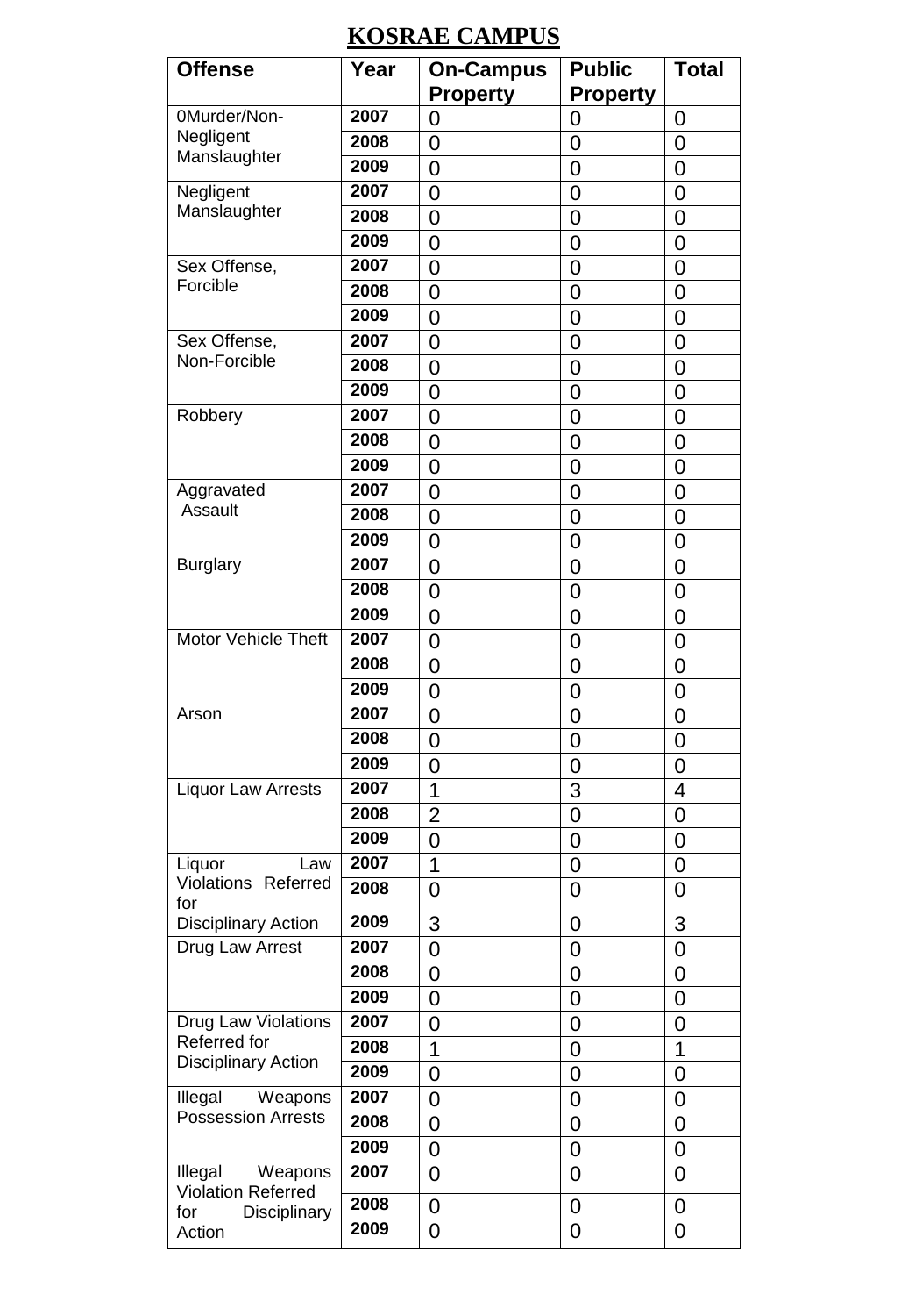# KOSRAE CAMPUS

| Offense | Year | On-Campus Property | Public Property | Total |
|---|---|---|---|---|
| 0Murder/Non-Negligent Manslaughter | 2007 | 0 | 0 | 0 |
| | 2008 | 0 | 0 | 0 |
| | 2009 | 0 | 0 | 0 |
| Negligent Manslaughter | 2007 | 0 | 0 | 0 |
| | 2008 | 0 | 0 | 0 |
| | 2009 | 0 | 0 | 0 |
| Sex Offense, Forcible | 2007 | 0 | 0 | 0 |
| | 2008 | 0 | 0 | 0 |
| | 2009 | 0 | 0 | 0 |
| Sex Offense, Non-Forcible | 2007 | 0 | 0 | 0 |
| | 2008 | 0 | 0 | 0 |
| | 2009 | 0 | 0 | 0 |
| Robbery | 2007 | 0 | 0 | 0 |
| | 2008 | 0 | 0 | 0 |
| | 2009 | 0 | 0 | 0 |
| Aggravated Assault | 2007 | 0 | 0 | 0 |
| | 2008 | 0 | 0 | 0 |
| | 2009 | 0 | 0 | 0 |
| Burglary | 2007 | 0 | 0 | 0 |
| | 2008 | 0 | 0 | 0 |
| | 2009 | 0 | 0 | 0 |
| Motor Vehicle Theft | 2007 | 0 | 0 | 0 |
| | 2008 | 0 | 0 | 0 |
| | 2009 | 0 | 0 | 0 |
| Arson | 2007 | 0 | 0 | 0 |
| | 2008 | 0 | 0 | 0 |
| | 2009 | 0 | 0 | 0 |
| Liquor Law Arrests | 2007 | 1 | 3 | 4 |
| | 2008 | 2 | 0 | 0 |
| | 2009 | 0 | 0 | 0 |
| Liquor Law Violations Referred for Disciplinary Action | 2007 | 1 | 0 | 0 |
| | 2008 | 0 | 0 | 0 |
| | 2009 | 3 | 0 | 3 |
| Drug Law Arrest | 2007 | 0 | 0 | 0 |
| | 2008 | 0 | 0 | 0 |
| | 2009 | 0 | 0 | 0 |
| Drug Law Violations Referred for Disciplinary Action | 2007 | 0 | 0 | 0 |
| | 2008 | 1 | 0 | 1 |
| | 2009 | 0 | 0 | 0 |
| Illegal Weapons Possession Arrests | 2007 | 0 | 0 | 0 |
| | 2008 | 0 | 0 | 0 |
| | 2009 | 0 | 0 | 0 |
| Illegal Weapons Violation Referred for Disciplinary Action | 2007 | 0 | 0 | 0 |
| | 2008 | 0 | 0 | 0 |
| | 2009 | 0 | 0 | 0 |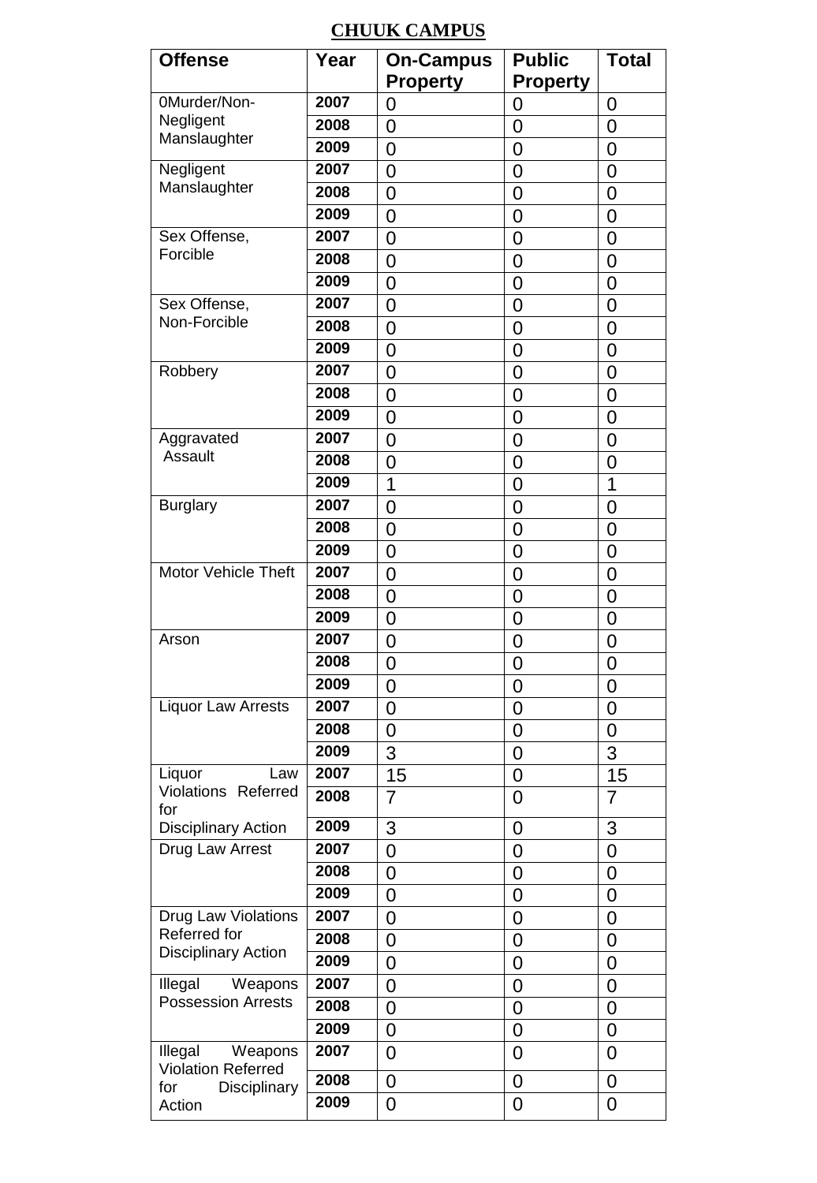**CHUUK CAMPUS**

| Offense | Year | On-Campus Property | Public Property | Total |
|---|---|---|---|---|
| 0Murder/Non-Negligent Manslaughter | 2007 | 0 | 0 | 0 |
| | 2008 | 0 | 0 | 0 |
| | 2009 | 0 | 0 | 0 |
| Negligent Manslaughter | 2007 | 0 | 0 | 0 |
| | 2008 | 0 | 0 | 0 |
| | 2009 | 0 | 0 | 0 |
| Sex Offense, Forcible | 2007 | 0 | 0 | 0 |
| | 2008 | 0 | 0 | 0 |
| | 2009 | 0 | 0 | 0 |
| Sex Offense, Non-Forcible | 2007 | 0 | 0 | 0 |
| | 2008 | 0 | 0 | 0 |
| | 2009 | 0 | 0 | 0 |
| Robbery | 2007 | 0 | 0 | 0 |
| | 2008 | 0 | 0 | 0 |
| | 2009 | 0 | 0 | 0 |
| Aggravated Assault | 2007 | 0 | 0 | 0 |
| | 2008 | 0 | 0 | 0 |
| | 2009 | 1 | 0 | 1 |
| Burglary | 2007 | 0 | 0 | 0 |
| | 2008 | 0 | 0 | 0 |
| | 2009 | 0 | 0 | 0 |
| Motor Vehicle Theft | 2007 | 0 | 0 | 0 |
| | 2008 | 0 | 0 | 0 |
| | 2009 | 0 | 0 | 0 |
| Arson | 2007 | 0 | 0 | 0 |
| | 2008 | 0 | 0 | 0 |
| | 2009 | 0 | 0 | 0 |
| Liquor Law Arrests | 2007 | 0 | 0 | 0 |
| | 2008 | 0 | 0 | 0 |
| | 2009 | 3 | 0 | 3 |
| Liquor Law Violations Referred for Disciplinary Action | 2007 | 15 | 0 | 15 |
| | 2008 | 7 | 0 | 7 |
| | 2009 | 3 | 0 | 3 |
| Drug Law Arrest | 2007 | 0 | 0 | 0 |
| | 2008 | 0 | 0 | 0 |
| | 2009 | 0 | 0 | 0 |
| Drug Law Violations Referred for Disciplinary Action | 2007 | 0 | 0 | 0 |
| | 2008 | 0 | 0 | 0 |
| | 2009 | 0 | 0 | 0 |
| Illegal Weapons Possession Arrests | 2007 | 0 | 0 | 0 |
| | 2008 | 0 | 0 | 0 |
| | 2009 | 0 | 0 | 0 |
| Illegal Weapons Violation Referred for Disciplinary Action | 2007 | 0 | 0 | 0 |
| | 2008 | 0 | 0 | 0 |
| | 2009 | 0 | 0 | 0 |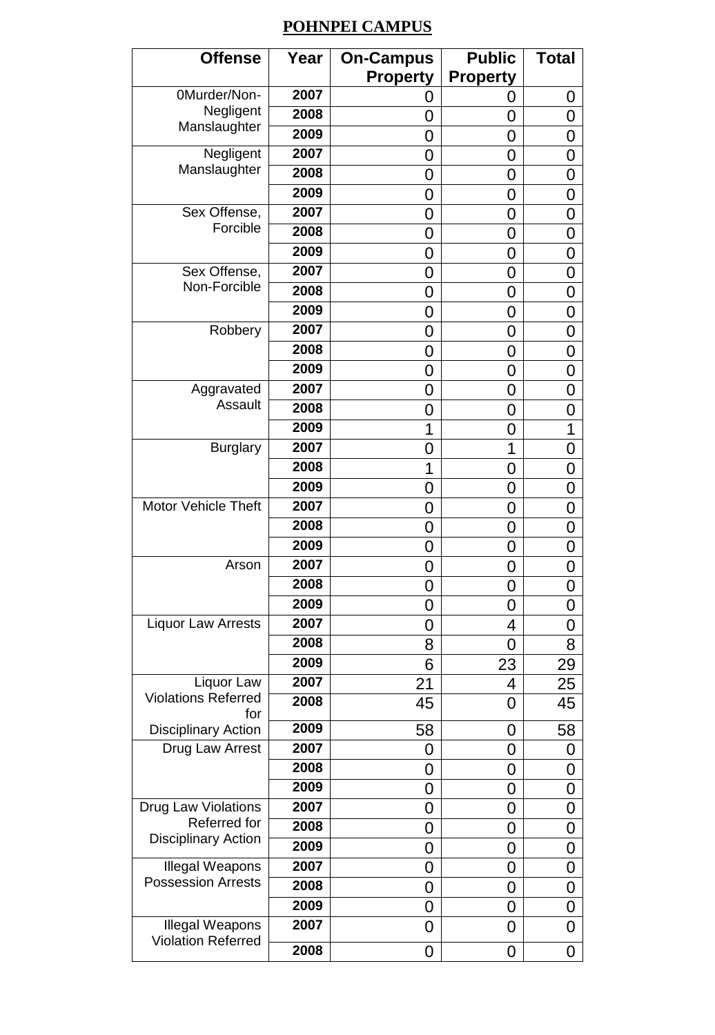## POHNPEI CAMPUS

| Offense | Year | On-Campus Property | Public Property | Total |
|---|---|---|---|---|
| 0Murder/Non-Negligent Manslaughter | 2007 | 0 | 0 | 0 |
| | 2008 | 0 | 0 | 0 |
| | 2009 | 0 | 0 | 0 |
| Negligent Manslaughter | 2007 | 0 | 0 | 0 |
| | 2008 | 0 | 0 | 0 |
| | 2009 | 0 | 0 | 0 |
| Sex Offense, Forcible | 2007 | 0 | 0 | 0 |
| | 2008 | 0 | 0 | 0 |
| | 2009 | 0 | 0 | 0 |
| Sex Offense, Non-Forcible | 2007 | 0 | 0 | 0 |
| | 2008 | 0 | 0 | 0 |
| | 2009 | 0 | 0 | 0 |
| Robbery | 2007 | 0 | 0 | 0 |
| | 2008 | 0 | 0 | 0 |
| | 2009 | 0 | 0 | 0 |
| Aggravated Assault | 2007 | 0 | 0 | 0 |
| | 2008 | 0 | 0 | 0 |
| | 2009 | 1 | 0 | 1 |
| Burglary | 2007 | 0 | 1 | 0 |
| | 2008 | 1 | 0 | 0 |
| | 2009 | 0 | 0 | 0 |
| Motor Vehicle Theft | 2007 | 0 | 0 | 0 |
| | 2008 | 0 | 0 | 0 |
| | 2009 | 0 | 0 | 0 |
| Arson | 2007 | 0 | 0 | 0 |
| | 2008 | 0 | 0 | 0 |
| | 2009 | 0 | 0 | 0 |
| Liquor Law Arrests | 2007 | 0 | 4 | 0 |
| | 2008 | 8 | 0 | 8 |
| | 2009 | 6 | 23 | 29 |
| Liquor Law Violations Referred for Disciplinary Action | 2007 | 21 | 4 | 25 |
| | 2008 | 45 | 0 | 45 |
| | 2009 | 58 | 0 | 58 |
| Drug Law Arrest | 2007 | 0 | 0 | 0 |
| | 2008 | 0 | 0 | 0 |
| | 2009 | 0 | 0 | 0 |
| Drug Law Violations Referred for Disciplinary Action | 2007 | 0 | 0 | 0 |
| | 2008 | 0 | 0 | 0 |
| | 2009 | 0 | 0 | 0 |
| Illegal Weapons Possession Arrests | 2007 | 0 | 0 | 0 |
| | 2008 | 0 | 0 | 0 |
| | 2009 | 0 | 0 | 0 |
| Illegal Weapons Violation Referred | 2007 | 0 | 0 | 0 |
| | 2008 | 0 | 0 | 0 |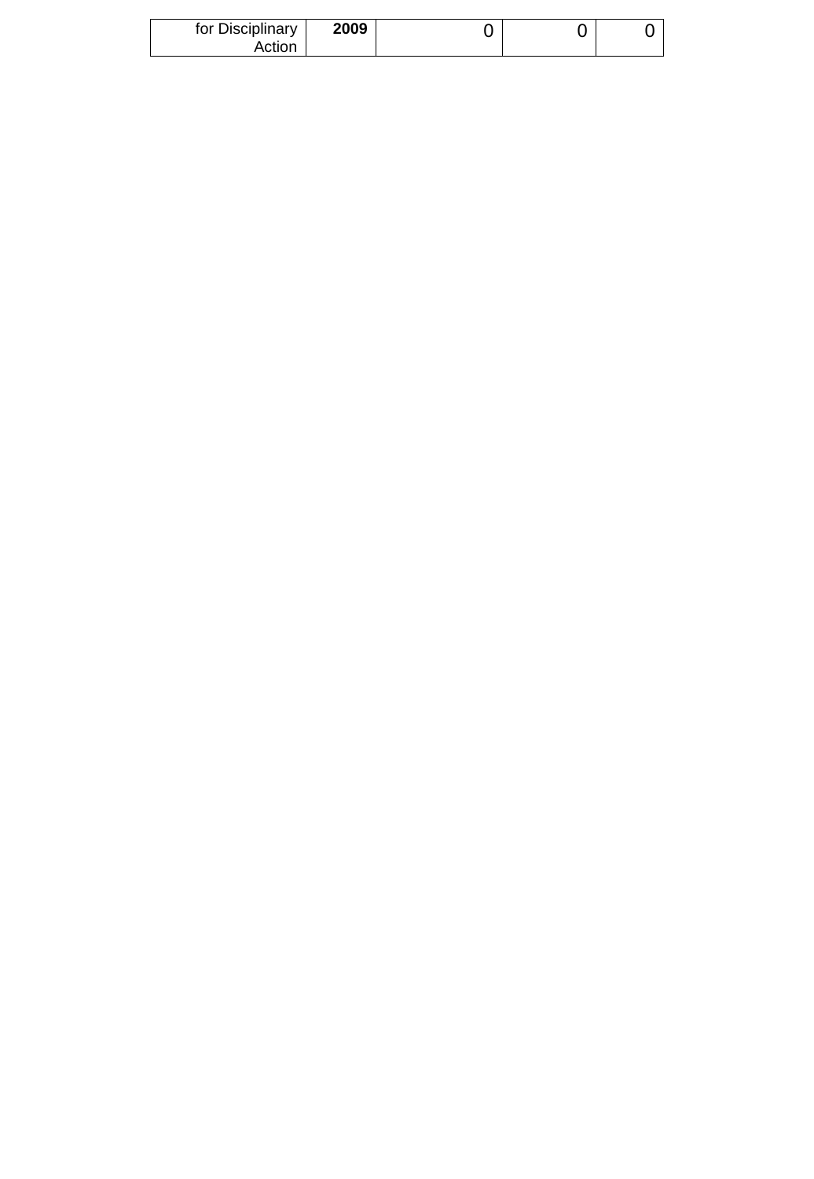| for Disciplinary Action | **2009** | 0 | 0 | 0 |
|---|---|---|---|---|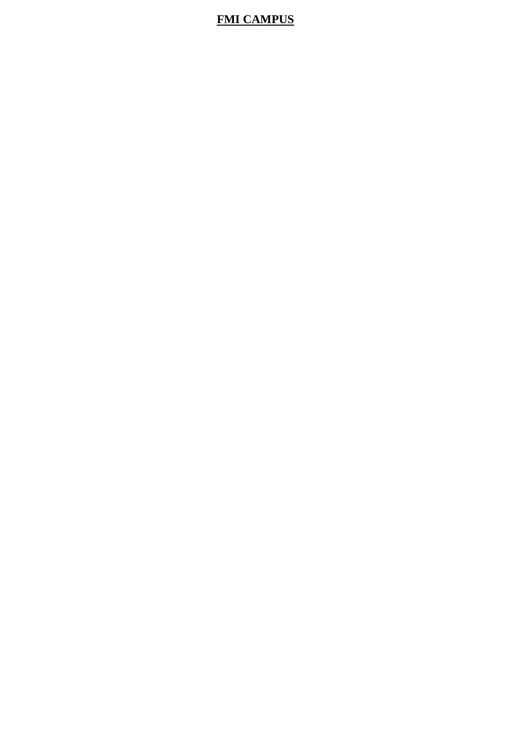# **FMI CAMPUS**